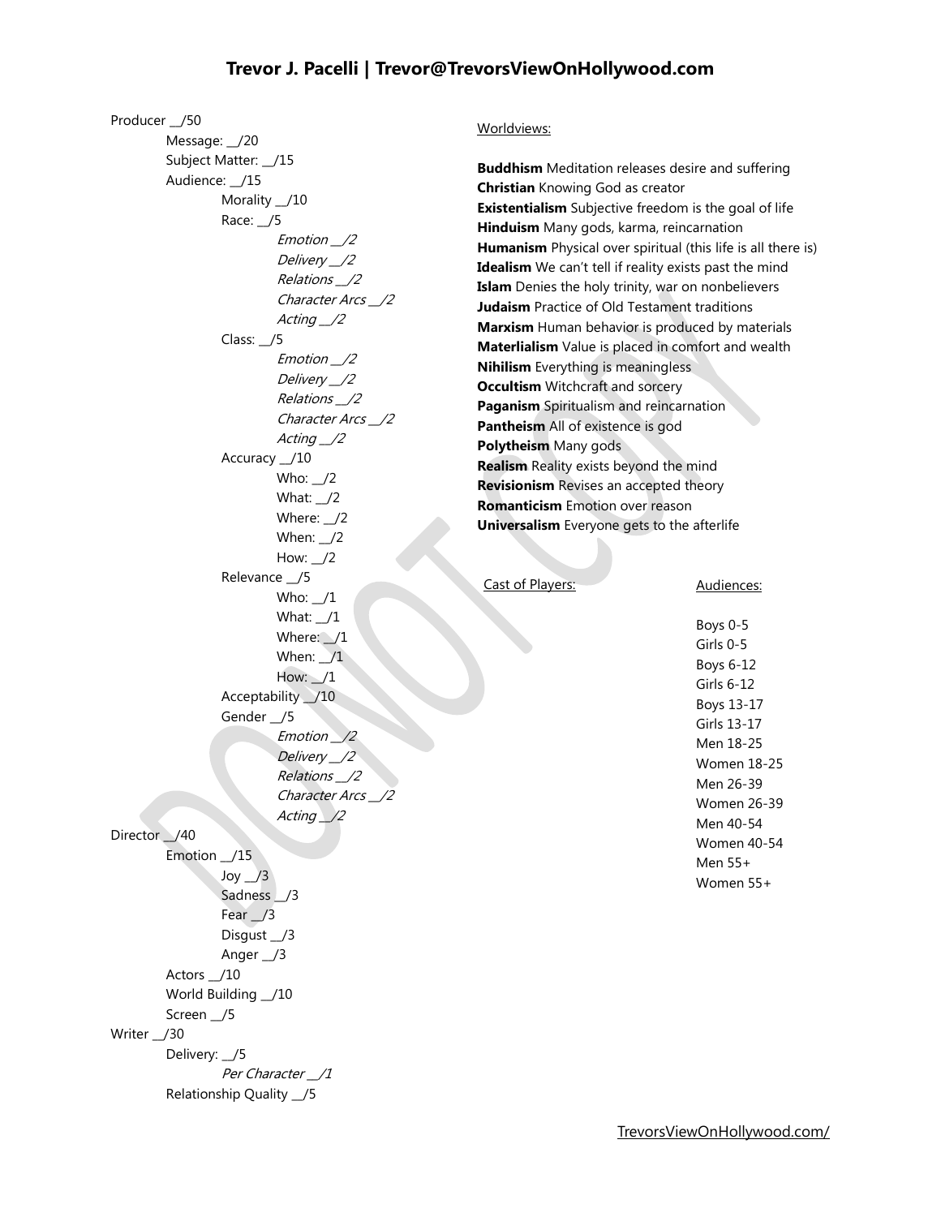# Trevor J. Pacelli | Trevor@TrevorsViewOnHollywood.com

- Producer __/50
  - Message: __/20
  - Subject Matter: __/15
  - Audience: __/15
    - Morality __/10
    - Race: __/5
      - *Emotion __/2*
      - *Delivery __/2*
      - *Relations __/2*
      - *Character Arcs __/2*
      - *Acting __/2*
    - Class: __/5
      - *Emotion __/2*
      - *Delivery __/2*
      - *Relations __/2*
      - *Character Arcs __/2*
      - *Acting __/2*
    - Accuracy __/10
      - Who: __/2
      - What: __/2
      - Where: __/2
      - When: __/2
      - How: __/2
    - Relevance __/5
      - Who: __/1
      - What: __/1
      - Where: __/1
      - When: __/1
      - How: __/1
    - Acceptability __/10
    - Gender __/5
      - *Emotion __/2*
      - *Delivery __/2*
      - *Relations __/2*
      - *Character Arcs __/2*
      - *Acting __/2*
- Director __/40
  - Emotion __/15
    - Joy __/3
    - Sadness __/3
    - Fear __/3
    - Disgust __/3
    - Anger __/3
  - Actors __/10
  - World Building __/10
  - Screen __/5
- Writer __/30
  - Delivery: __/5
    - *Per Character __/1*
  - Relationship Quality __/5

<u>Worldviews:</u>

**Buddhism** Meditation releases desire and suffering
**Christian** Knowing God as creator
**Existentialism** Subjective freedom is the goal of life
**Hinduism** Many gods, karma, reincarnation
**Humanism** Physical over spiritual (this life is all there is)
**Idealism** We can't tell if reality exists past the mind
**Islam** Denies the holy trinity, war on nonbelievers
**Judaism** Practice of Old Testament traditions
**Marxism** Human behavior is produced by materials
**Materlialism** Value is placed in comfort and wealth
**Nihilism** Everything is meaningless
**Occultism** Witchcraft and sorcery
**Paganism** Spiritualism and reincarnation
**Pantheism** All of existence is god
**Polytheism** Many gods
**Realism** Reality exists beyond the mind
**Revisionism** Revises an accepted theory
**Romanticism** Emotion over reason
**Universalism** Everyone gets to the afterlife

<u>Cast of Players:</u>

<u>Audiences:</u>

Boys 0-5
Girls 0-5
Boys 6-12
Girls 6-12
Boys 13-17
Girls 13-17
Men 18-25
Women 18-25
Men 26-39
Women 26-39
Men 40-54
Women 40-54
Men 55+
Women 55+

TrevorsViewOnHollywood.com/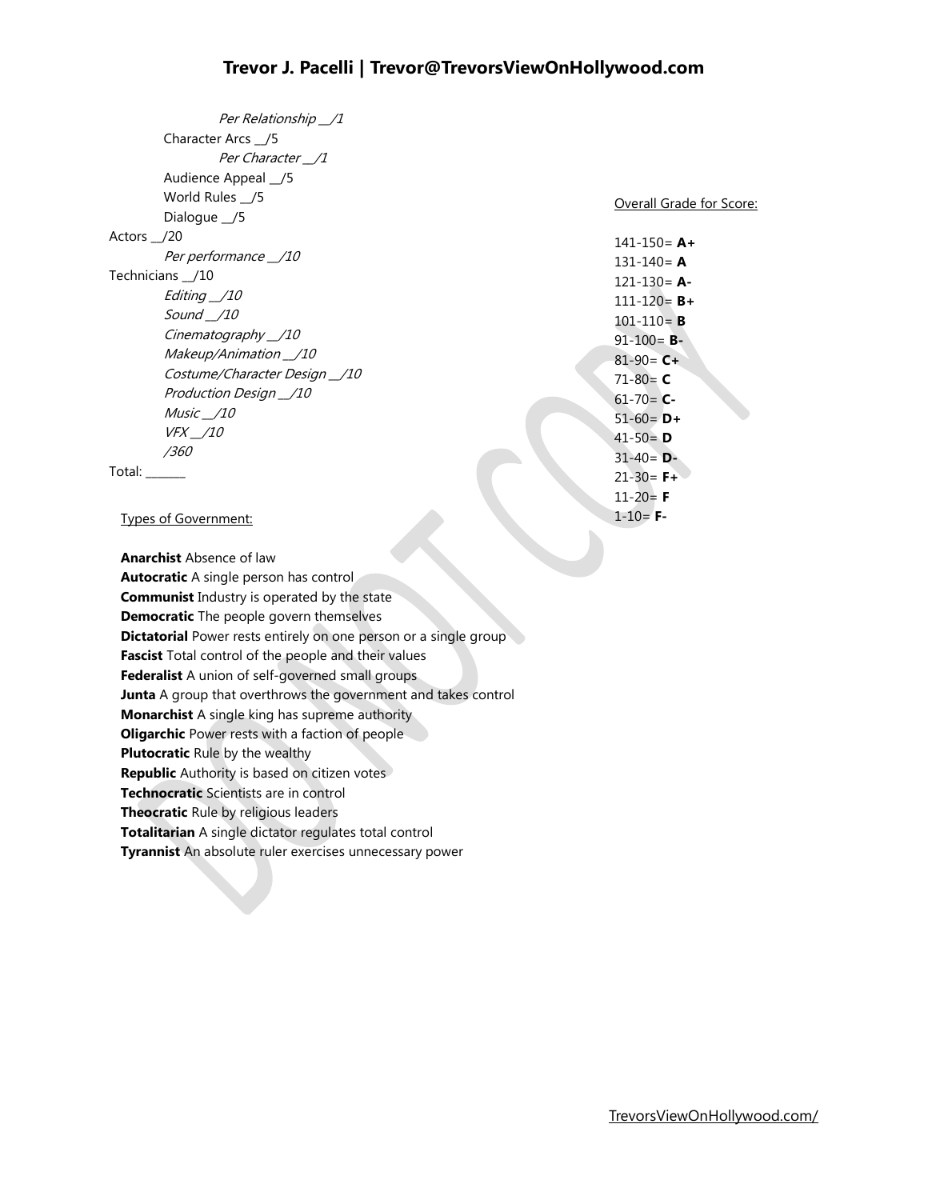*Per Relationship __/1*

Character Arcs __/5

*Per Character __/1*

Audience Appeal __/5

World Rules __/5

Dialogue __/5

Actors __/20

*Per performance __/10*

Technicians __/10

*Editing __/10*

*Sound __/10*

*Cinematography __/10*

*Makeup/Animation __/10*

*Costume/Character Design __/10*

*Production Design __/10*

*Music __/10*

*VFX __/10*

*/360*

Total: _______

Overall Grade for Score:

141-150= **A+**
131-140= **A**
121-130= **A-**
111-120= **B+**
101-110= **B**
91-100= **B-**
81-90= **C+**
71-80= **C**
61-70= **C-**
51-60= **D+**
41-50= **D**
31-40= **D-**
21-30= **F+**
11-20= **F**
1-10= **F-**

Types of Government:

**Anarchist** Absence of law
**Autocratic** A single person has control
**Communist** Industry is operated by the state
**Democratic** The people govern themselves
**Dictatorial** Power rests entirely on one person or a single group
**Fascist** Total control of the people and their values
**Federalist** A union of self-governed small groups
**Junta** A group that overthrows the government and takes control
**Monarchist** A single king has supreme authority
**Oligarchic** Power rests with a faction of people
**Plutocratic** Rule by the wealthy
**Republic** Authority is based on citizen votes
**Technocratic** Scientists are in control
**Theocratic** Rule by religious leaders
**Totalitarian** A single dictator regulates total control
**Tyrannist** An absolute ruler exercises unnecessary power